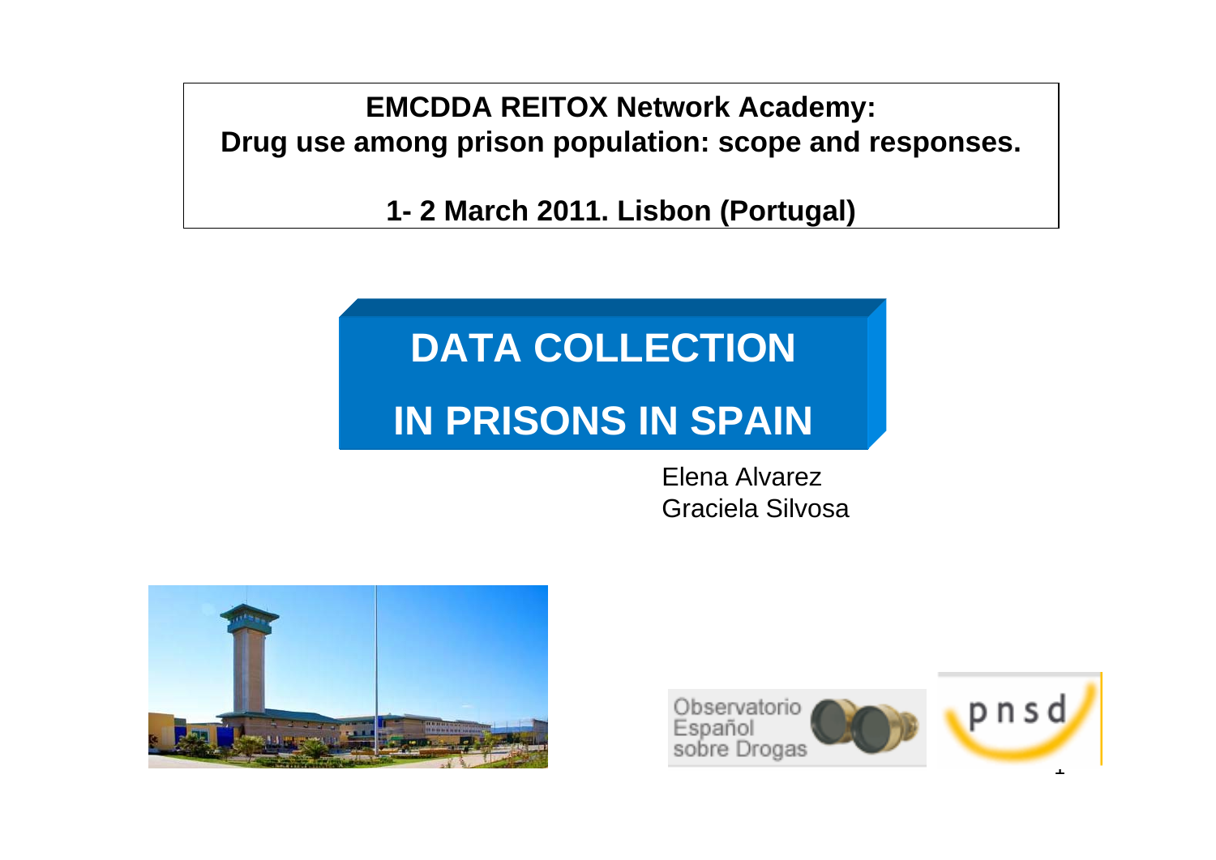**EMCDDA REITOX Network Academy:**
**Drug use among prison population: scope and responses.**

**1- 2 March 2011. Lisbon (Portugal)**

# DATA COLLECTION IN PRISONS IN SPAIN

Elena Alvarez
Graciela Silvosa

Observatorio Español sobre Drogas

pnsd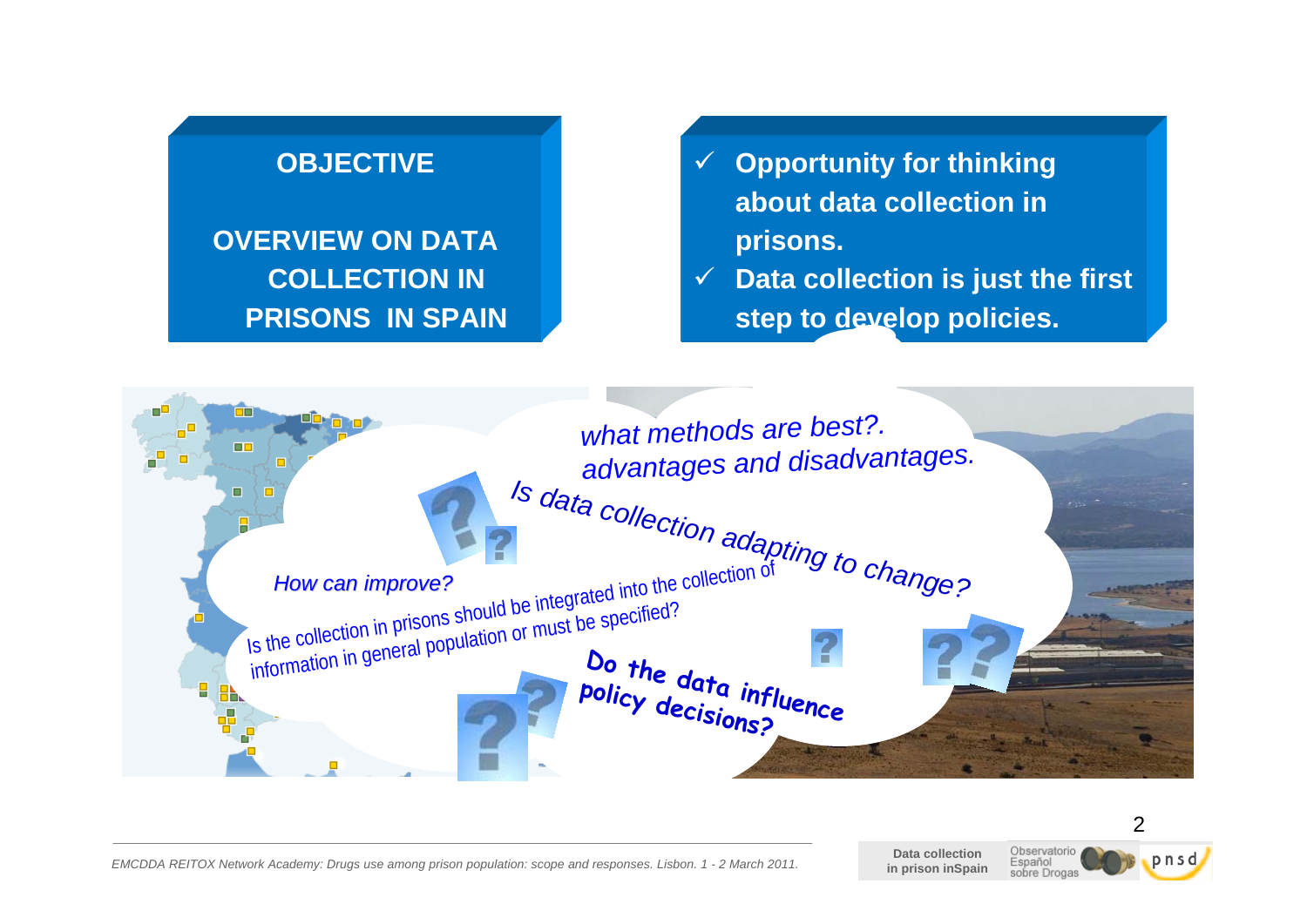## OBJECTIVE

**OVERVIEW ON DATA COLLECTION IN PRISONS IN SPAIN**

- ✓ **Opportunity for thinking about data collection in prisons.**
- ✓ **Data collection is just the first step to develop policies.**

*what methods are best?. advantages and disadvantages.*

*Is data collection adapting to change?*

*How can improve?*

*Is the collection in prisons should be integrated into the collection of information in general population or must be specified?*

**Do the data influence policy decisions?**

*EMCDDA REITOX Network Academy: Drugs use among prison population: scope and responses. Lisbon. 1 - 2 March 2011.*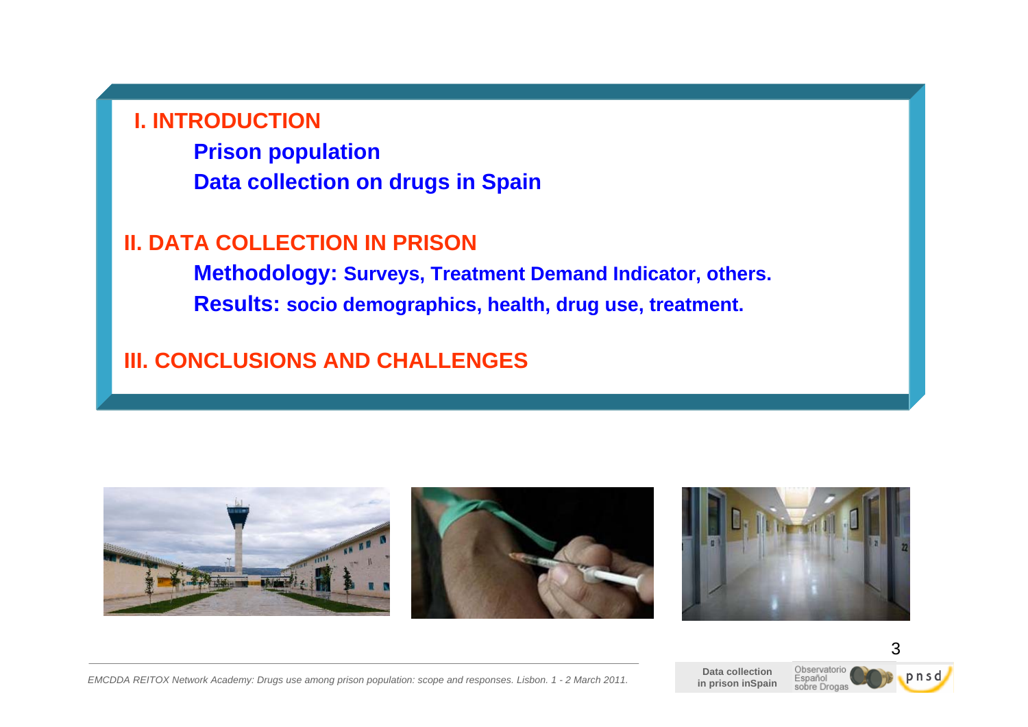## I. INTRODUCTION

**Prison population**

**Data collection on drugs in Spain**

## II. DATA COLLECTION IN PRISON

**Methodology: Surveys, Treatment Demand Indicator, others.**

**Results: socio demographics, health, drug use, treatment.**

## III. CONCLUSIONS AND CHALLENGES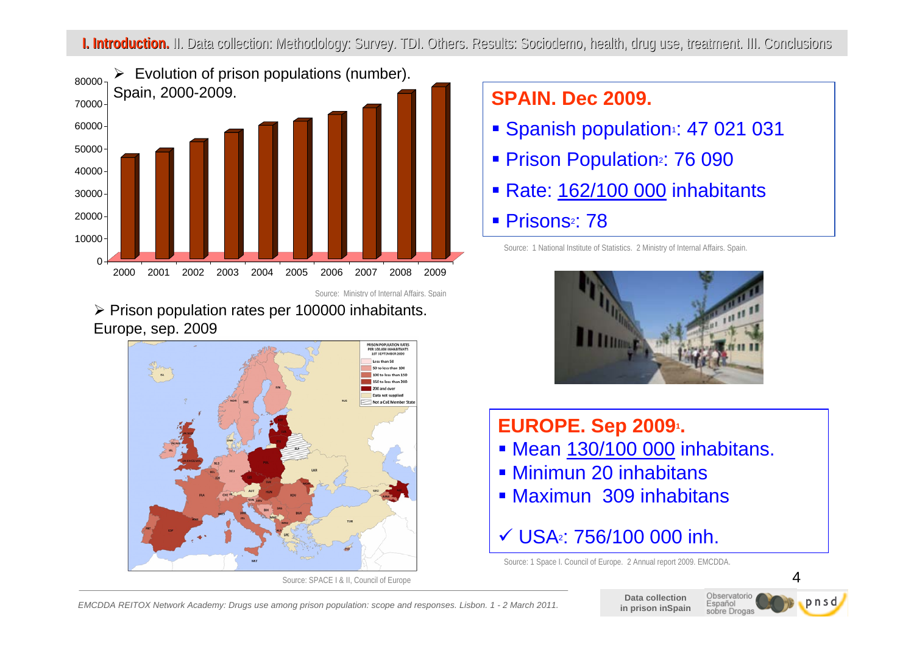- Evolution of prison populations (number). Spain, 2000-2009.

80000
70000
60000
50000
40000
30000
20000
10000
0

2000 2001 2002 2003 2004 2005 2006 2007 2008 2009

Source: Ministry of Internal Affairs. Spain

- Prison population rates per 100000 inhabitants. Europe, sep. 2009

PRISON POPULATION RATES PER 100,000 INHABITANTS 1ST SEPTEMBER 2009

Less than 50
50 to less than 100
100 to less than 150
150 to less than 200
200 and over
Data not supplied
Not a CoE Member State

Source: SPACE I & II, Council of Europe

## SPAIN. Dec 2009.

- Spanish population[1]: 47 021 031
- Prison Population[2]: 76 090
- Rate: 162/100 000 inhabitants
- Prisons[2]: 78

Source: 1 National Institute of Statistics. 2 Ministry of Internal Affairs. Spain.

## EUROPE. Sep 2009[1].

- Mean 130/100 000 inhabitans.
- Minimun 20 inhabitans
- Maximun 309 inhabitans

✓ USA[2]: 756/100 000 inh.

Source: 1 Space I. Council of Europe. 2 Annual report 2009. EMCDDA.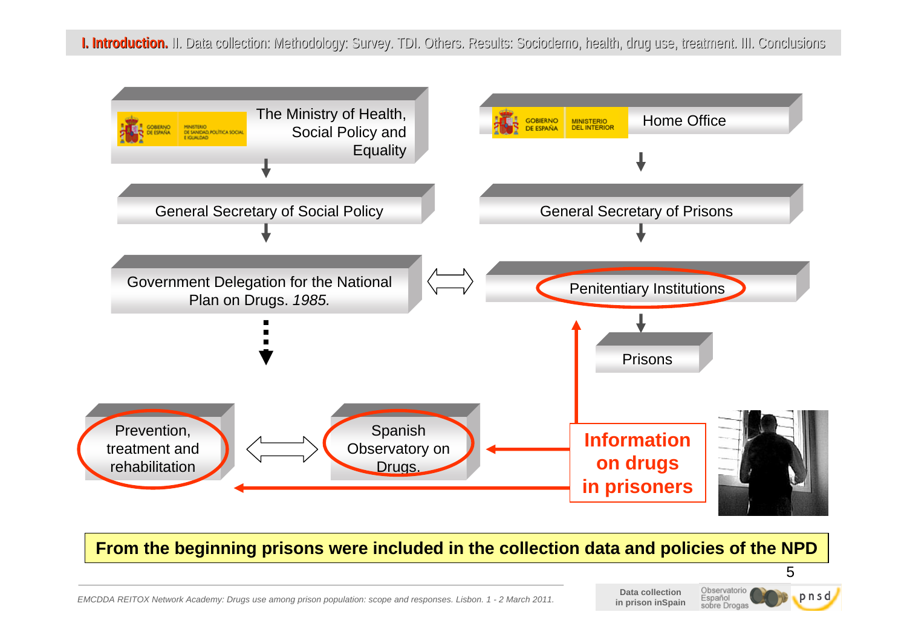I. Introduction. II. Data collection: Methodology: Survey. TDI. Others. Results: Sociodemo, health, drug use, treatment. III. Conclusions

The Ministry of Health, Social Policy and Equality

General Secretary of Social Policy

Government Delegation for the National Plan on Drugs. *1985.*

Home Office

General Secretary of Prisons

Penitentiary Institutions

Prisons

Prevention, treatment and rehabilitation

Spanish Observatory on Drugs.

**Information on drugs in prisoners**

**From the beginning prisons were included in the collection data and policies of the NPD**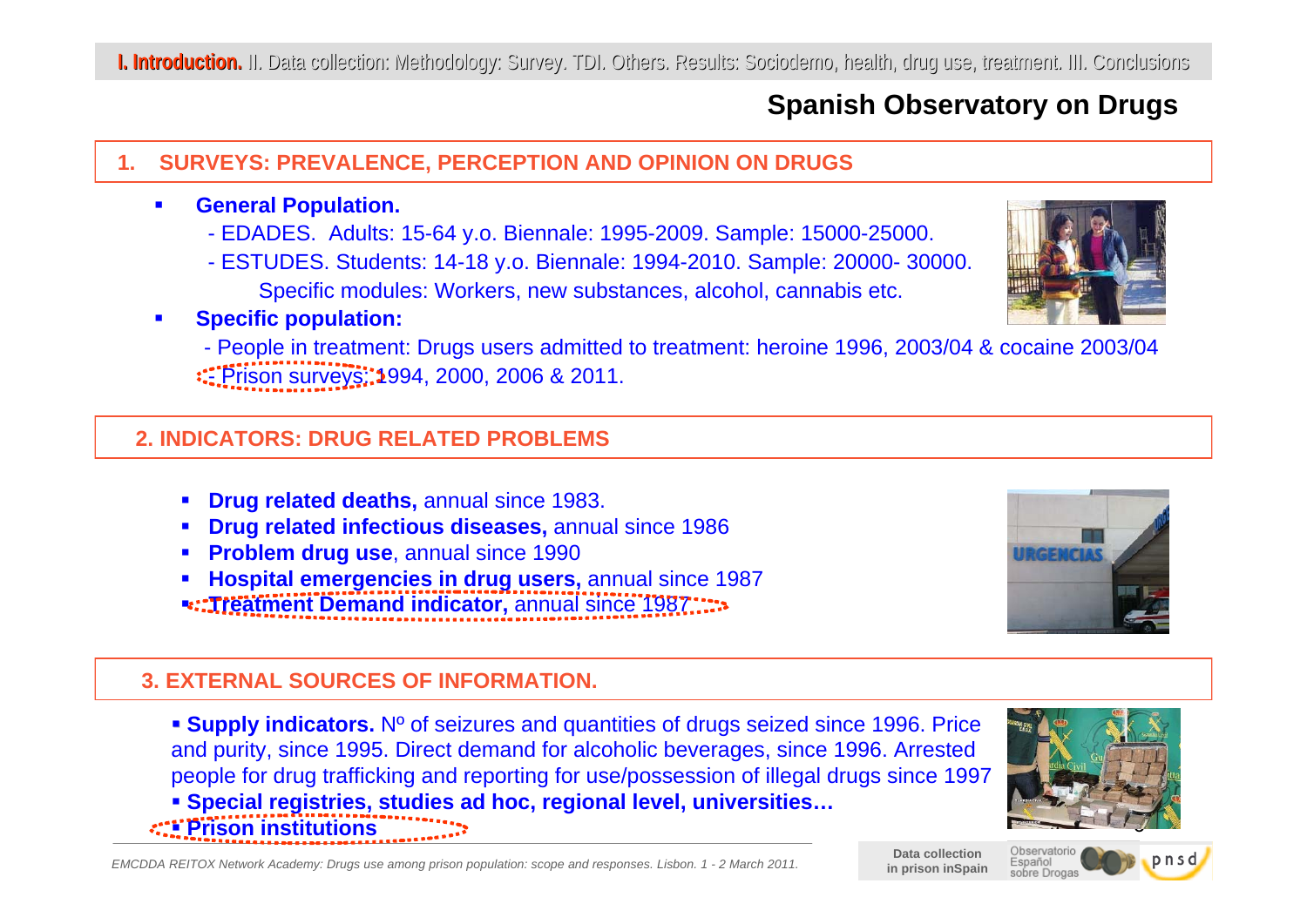I. Introduction. II. Data collection: Methodology: Survey. TDI. Others. Results: Sociodemo, health, drug use, treatment. III. Conclusions

## Spanish Observatory on Drugs

### 1. SURVEYS: PREVALENCE, PERCEPTION AND OPINION ON DRUGS

- **General Population.**
  - EDADES. Adults: 15-64 y.o. Biennale: 1995-2009. Sample: 15000-25000.
  - ESTUDES. Students: 14-18 y.o. Biennale: 1994-2010. Sample: 20000- 30000.
    Specific modules: Workers, new substances, alcohol, cannabis etc.
- **Specific population:**
  - People in treatment: Drugs users admitted to treatment: heroine 1996, 2003/04 & cocaine 2003/04
  - Prison surveys: 1994, 2000, 2006 & 2011.

### 2. INDICATORS: DRUG RELATED PROBLEMS

- **Drug related deaths,** annual since 1983.
- **Drug related infectious diseases,** annual since 1986
- **Problem drug use**, annual since 1990
- **Hospital emergencies in drug users,** annual since 1987
- **Treatment Demand indicator,** annual since 1987

### 3. EXTERNAL SOURCES OF INFORMATION.

- **Supply indicators.** Nº of seizures and quantities of drugs seized since 1996. Price and purity, since 1995. Direct demand for alcoholic beverages, since 1996. Arrested people for drug trafficking and reporting for use/possession of illegal drugs since 1997
- **Special registries, studies ad hoc, regional level, universities…**
- **Prison institutions**

*EMCDDA REITOX Network Academy: Drugs use among prison population: scope and responses. Lisbon. 1 - 2 March 2011.*

Data collection in prison inSpain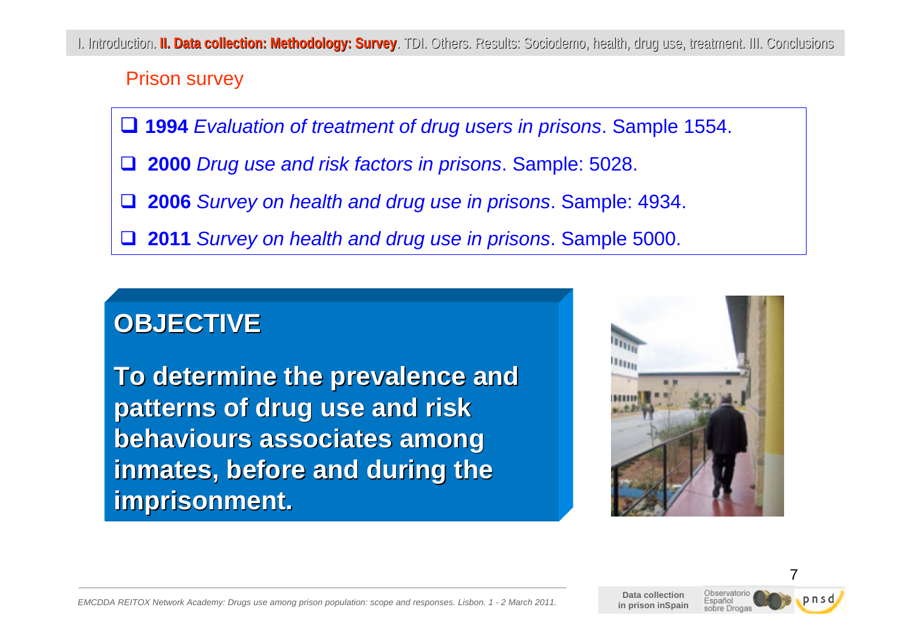## Prison survey

- **1994** *Evaluation of treatment of drug users in prisons*. Sample 1554.
- **2000** *Drug use and risk factors in prisons*. Sample: 5028.
- **2006** *Survey on health and drug use in prisons*. Sample: 4934.
- **2011** *Survey on health and drug use in prisons*. Sample 5000.

### OBJECTIVE

**To determine the prevalence and patterns of drug use and risk behaviours associates among inmates, before and during the imprisonment.**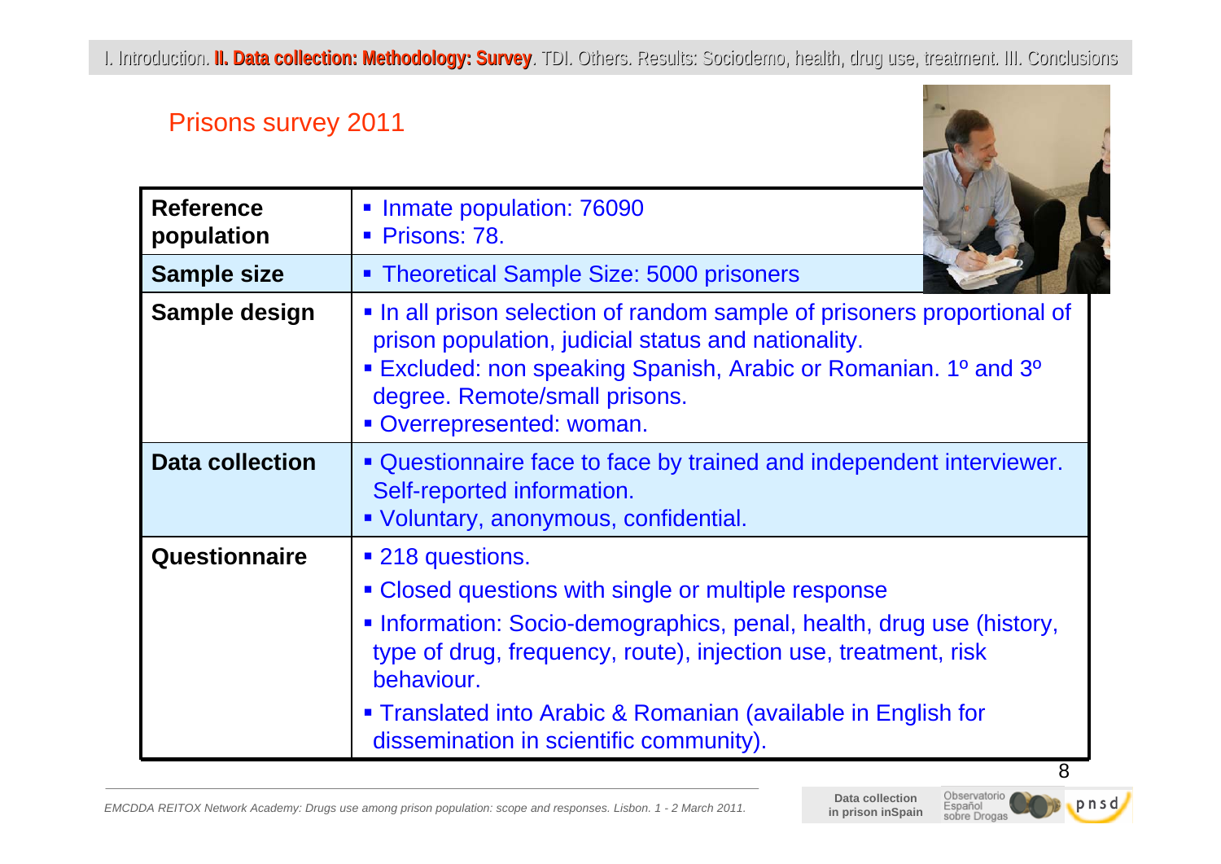## Prisons survey 2011

| | |
|---|---|
| **Reference population** | ▪ Inmate population: 76090<br>▪ Prisons: 78. |
| **Sample size** | ▪ Theoretical Sample Size: 5000 prisoners |
| **Sample design** | ▪ In all prison selection of random sample of prisoners proportional of prison population, judicial status and nationality.<br>▪ Excluded: non speaking Spanish, Arabic or Romanian. 1º and 3º degree. Remote/small prisons.<br>▪ Overrepresented: woman. |
| **Data collection** | ▪ Questionnaire face to face by trained and independent interviewer. Self-reported information.<br>▪ Voluntary, anonymous, confidential. |
| **Questionnaire** | ▪ 218 questions.<br>▪ Closed questions with single or multiple response<br>▪ Information: Socio-demographics, penal, health, drug use (history, type of drug, frequency, route), injection use, treatment, risk behaviour.<br>▪ Translated into Arabic & Romanian (available in English for dissemination in scientific community). |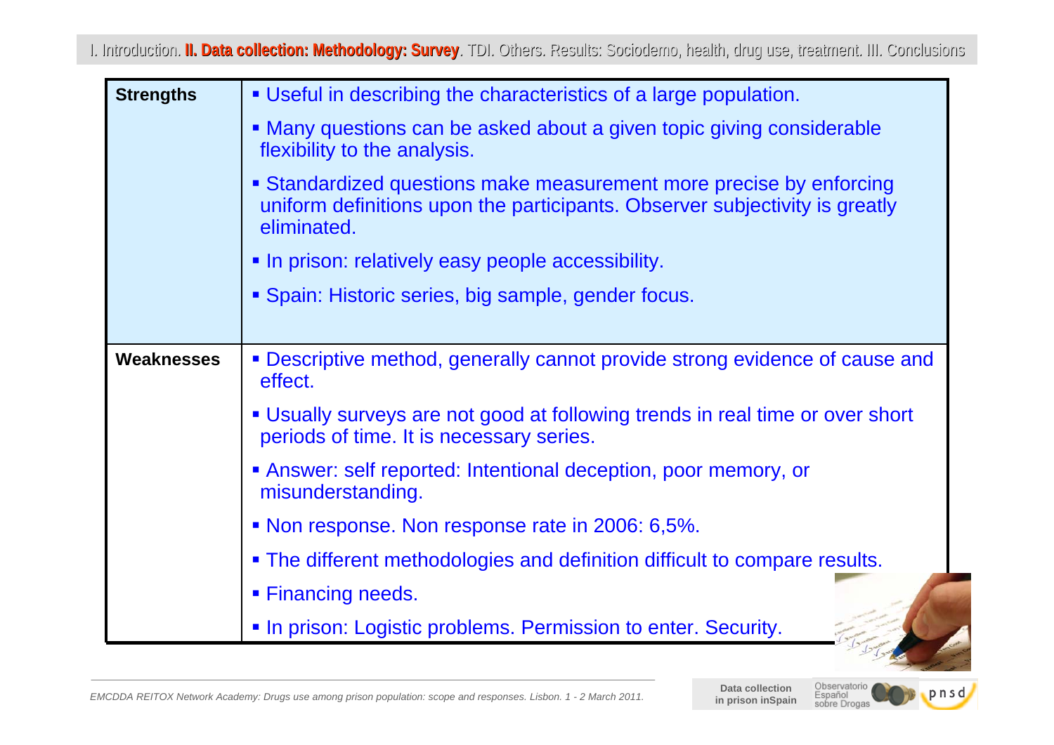| | |
|---|---|
| **Strengths** | ▪ Useful in describing the characteristics of a large population.<br>▪ Many questions can be asked about a given topic giving considerable flexibility to the analysis.<br>▪ Standardized questions make measurement more precise by enforcing uniform definitions upon the participants. Observer subjectivity is greatly eliminated.<br>▪ In prison: relatively easy people accessibility.<br>▪ Spain: Historic series, big sample, gender focus. |
| **Weaknesses** | ▪ Descriptive method, generally cannot provide strong evidence of cause and effect.<br>▪ Usually surveys are not good at following trends in real time or over short periods of time. It is necessary series.<br>▪ Answer: self reported: Intentional deception, poor memory, or misunderstanding.<br>▪ Non response. Non response rate in 2006: 6,5%.<br>▪ The different methodologies and definition difficult to compare results.<br>▪ Financing needs.<br>▪ In prison: Logistic problems. Permission to enter. Security. |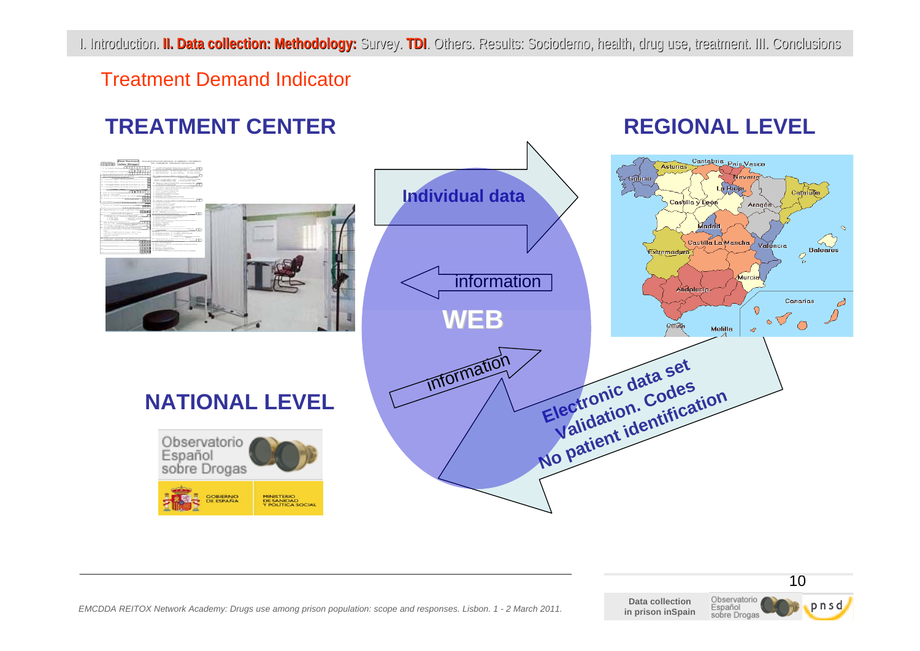## Treatment Demand Indicator

**TREATMENT CENTER**

**REGIONAL LEVEL**

**NATIONAL LEVEL**

Individual data

information

**WEB**

information

Electronic data set
Validation. Codes
No patient identification

Asturias
Cantabria
País Vasco
Galicia
Navarra
La Rioja
Cataluña
Castilla y León
Aragón
Madrid
Castilla La Mancha
Valencia
Baleares
Extremadura
Murcia
Andalucía
Canarias
Ceuta
Melilla

Observatorio Español sobre Drogas

GOBIERNO DE ESPAÑA

MINISTERIO DE SANIDAD Y POLÍTICA SOCIAL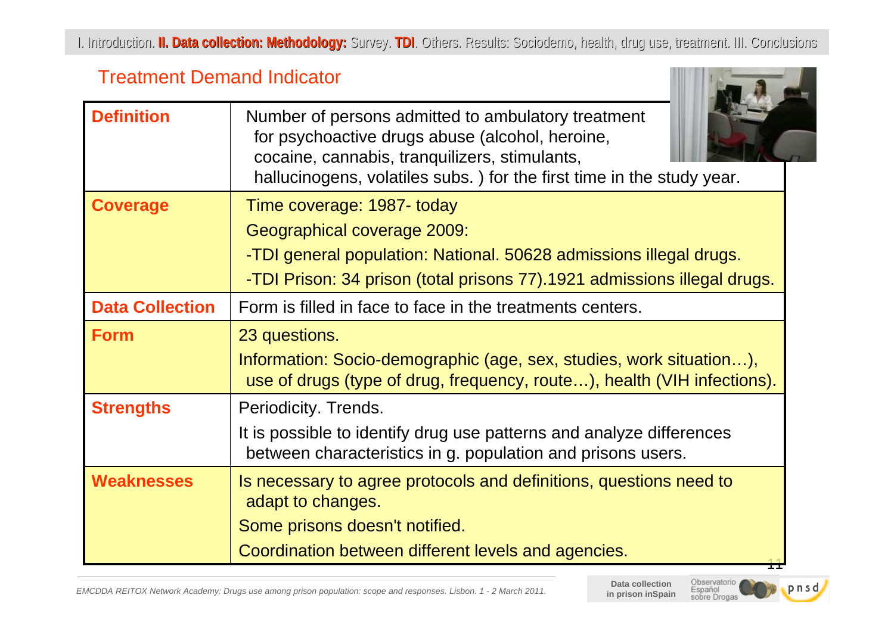## Treatment Demand Indicator

| | |
|---|---|
| **Definition** | Number of persons admitted to ambulatory treatment for psychoactive drugs abuse (alcohol, heroine, cocaine, cannabis, tranquilizers, stimulants, hallucinogens, volatiles subs. ) for the first time in the study year. |
| **Coverage** | Time coverage: 1987- today<br>Geographical coverage 2009:<br>-TDI general population: National. 50628 admissions illegal drugs.<br>-TDI Prison: 34 prison (total prisons 77).1921 admissions illegal drugs. |
| **Data Collection** | Form is filled in face to face in the treatments centers. |
| **Form** | 23 questions.<br>Information: Socio-demographic (age, sex, studies, work situation…), use of drugs (type of drug, frequency, route…), health (VIH infections). |
| **Strengths** | Periodicity. Trends.<br>It is possible to identify drug use patterns and analyze differences between characteristics in g. population and prisons users. |
| **Weaknesses** | Is necessary to agree protocols and definitions, questions need to adapt to changes.<br>Some prisons doesn't notified.<br>Coordination between different levels and agencies. |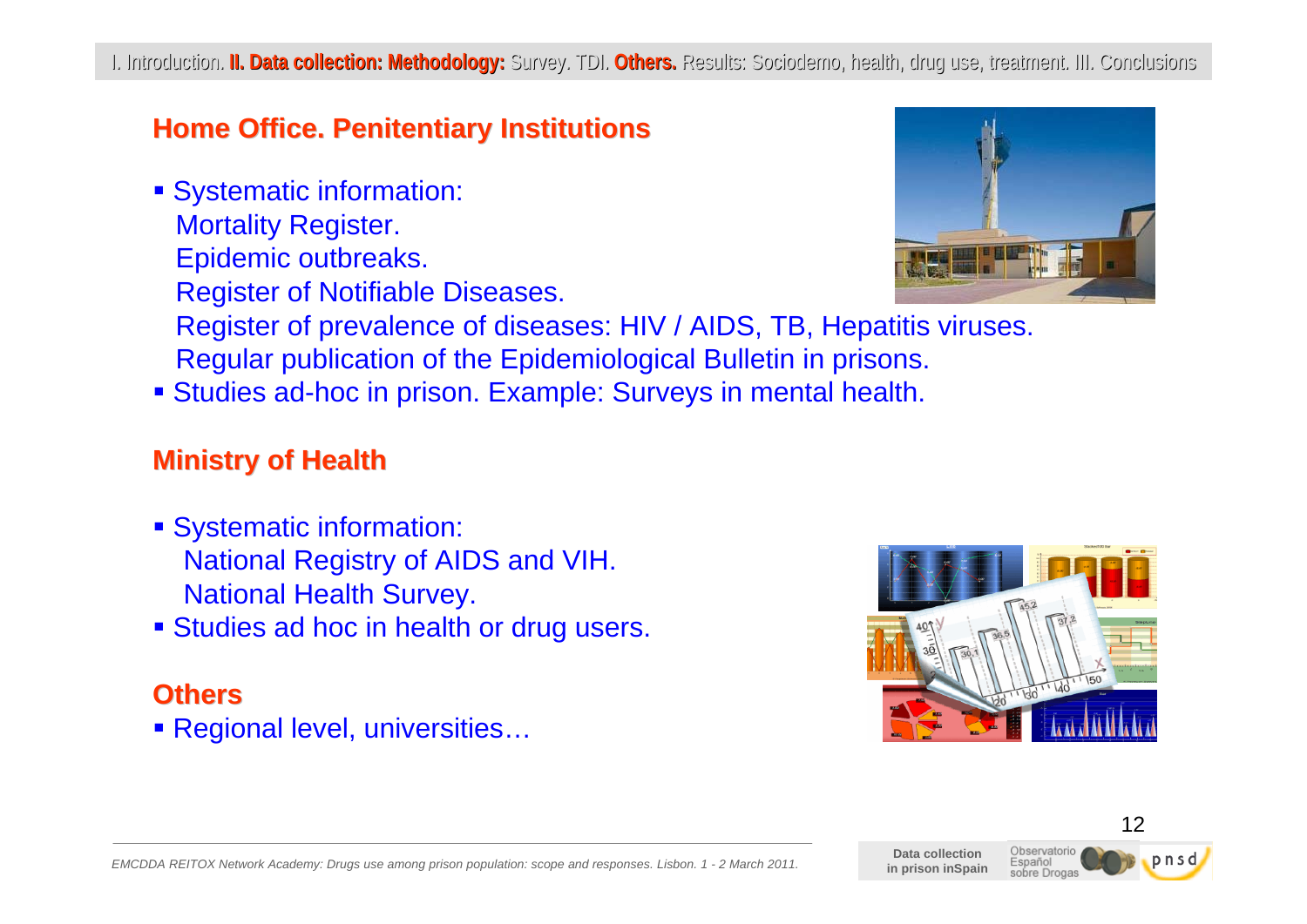## Home Office. Penitentiary Institutions

- Systematic information:
  Mortality Register.
  Epidemic outbreaks.
  Register of Notifiable Diseases.
  Register of prevalence of diseases: HIV / AIDS, TB, Hepatitis viruses.
  Regular publication of the Epidemiological Bulletin in prisons.
- Studies ad-hoc in prison. Example: Surveys in mental health.

## Ministry of Health

- Systematic information:
  National Registry of AIDS and VIH.
  National Health Survey.
- Studies ad hoc in health or drug users.

## Others

- Regional level, universities…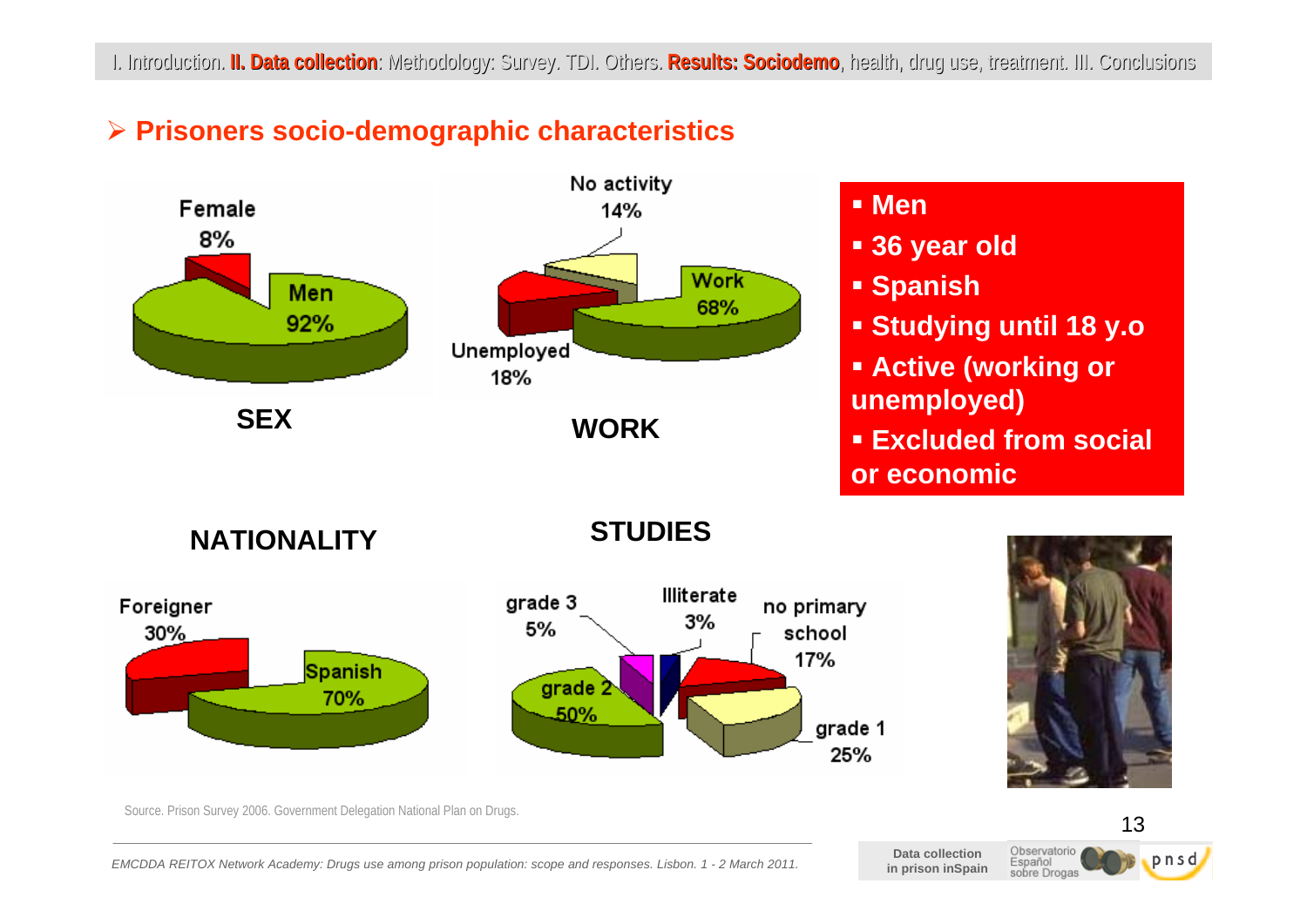## Prisoners socio-demographic characteristics

Female
8%

Men
92%

**SEX**

No activity
14%

Work
68%

Unemployed
18%

**WORK**

- **Men**
- **36 year old**
- **Spanish**
- **Studying until 18 y.o**
- **Active (working or unemployed)**
- **Excluded from social or economic**

**NATIONALITY**

Foreigner
30%

Spanish
70%

**STUDIES**

grade 3
5%

Illiterate
3%

no primary school
17%

grade 2
50%

grade 1
25%

Source. Prison Survey 2006. Government Delegation National Plan on Drugs.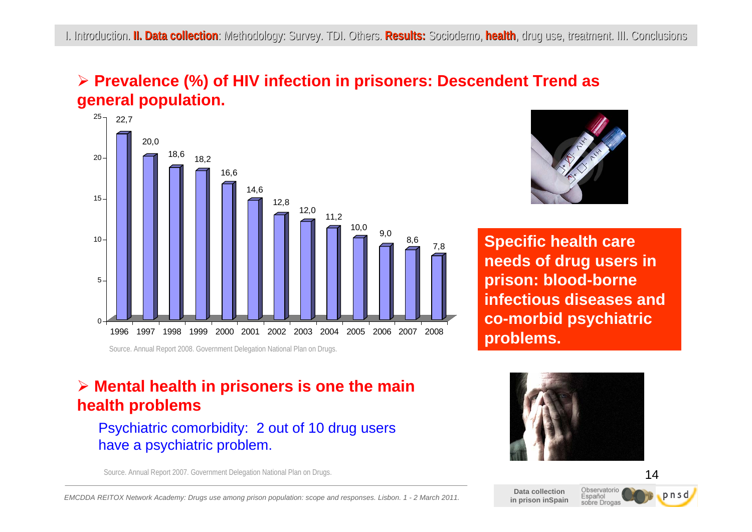## ➢ Prevalence (%) of HIV infection in prisoners: Descendent Trend as general population.

25
20
15
10
5
0

22,7
20,0
18,6
18,2
16,6
14,6
12,8
12,0
11,2
10,0
9,0
8,6
7,8

1996 1997 1998 1999 2000 2001 2002 2003 2004 2005 2006 2007 2008

Source. Annual Report 2008. Government Delegation National Plan on Drugs.

**Specific health care needs of drug users in prison: blood-borne infectious diseases and co-morbid psychiatric problems.**

## ➢ Mental health in prisoners is one the main health problems

Psychiatric comorbidity: 2 out of 10 drug users have a psychiatric problem.

Source. Annual Report 2007. Government Delegation National Plan on Drugs.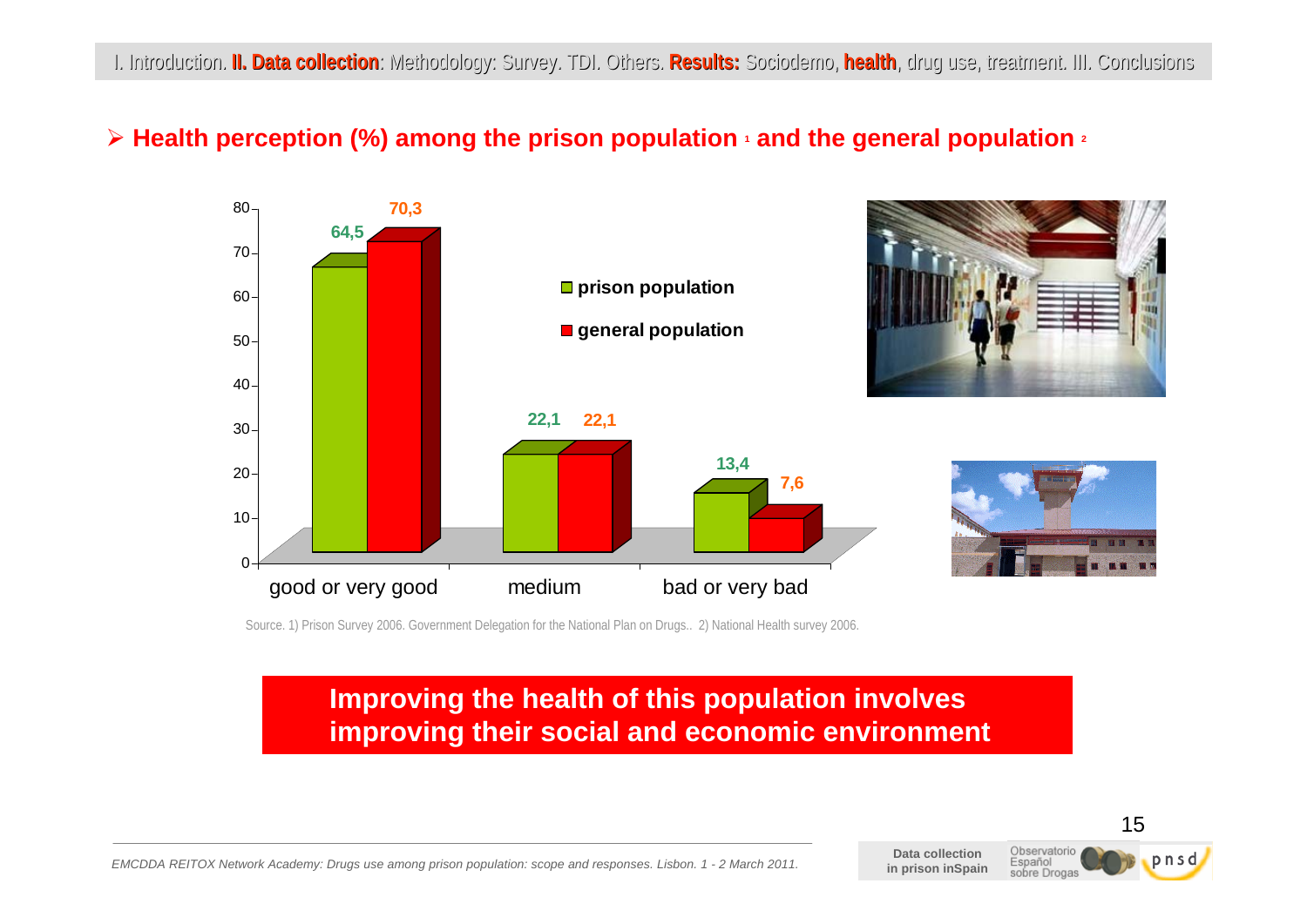I. Introduction. **II. Data collection**: Methodology: Survey. TDI. Others. **Results:** Sociodemo, **health**, drug use, treatment. III. Conclusions

## Health perception (%) among the prison population [1] and the general population [2]

80
70
60
50
40
30
20
10
0

64,5
70,3
22,1
22,1
13,4
7,6

prison population
general population

good or very good
medium
bad or very bad

Source. 1) Prison Survey 2006. Government Delegation for the National Plan on Drugs.. 2) National Health survey 2006.

**Improving the health of this population involves improving their social and economic environment**

*EMCDDA REITOX Network Academy: Drugs use among prison population: scope and responses. Lisbon. 1 - 2 March 2011.*

Data collection in prison inSpain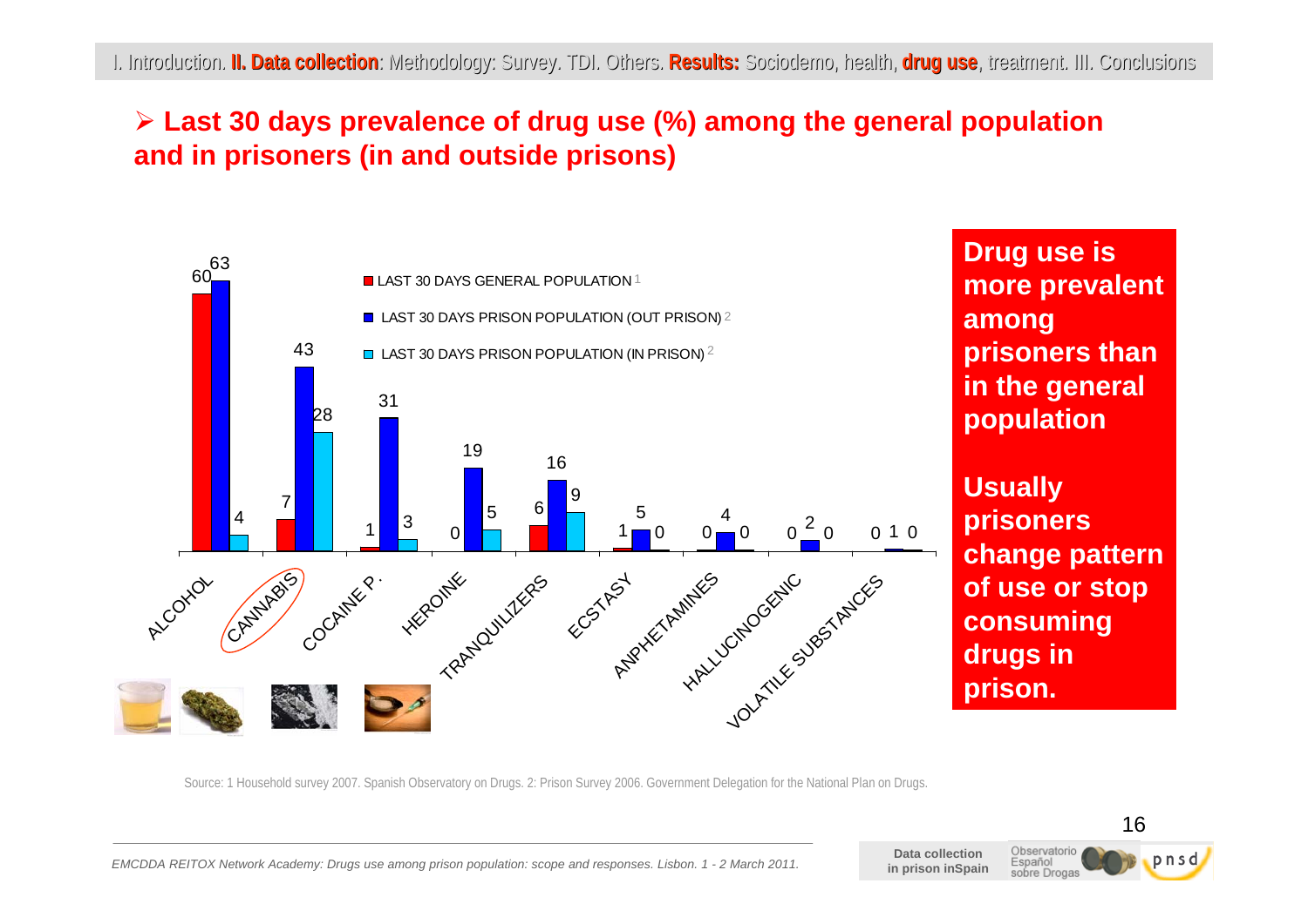## ➢ Last 30 days prevalence of drug use (%) among the general population and in prisoners (in and outside prisons)

LAST 30 DAYS GENERAL POPULATION 1

LAST 30 DAYS PRISON POPULATION (OUT PRISON) 2

LAST 30 DAYS PRISON POPULATION (IN PRISON) 2

ALCOHOL: 60, 63, 4

CANNABIS: 7, 43, 28

COCAINE P.: 1, 31, 3

HEROINE: 0, 19, 5

TRANQUILIZERS: 6, 16, 9

ECSTASY: 1, 5, 0

ANPHETAMINES: 0, 4, 0

HALLUCINOGENIC: 0, 2, 0

VOLATILE SUBSTANCES: 0, 1, 0

**Drug use is more prevalent among prisoners than in the general population**

**Usually prisoners change pattern of use or stop consuming drugs in prison.**

Source: 1 Household survey 2007. Spanish Observatory on Drugs. 2: Prison Survey 2006. Government Delegation for the National Plan on Drugs.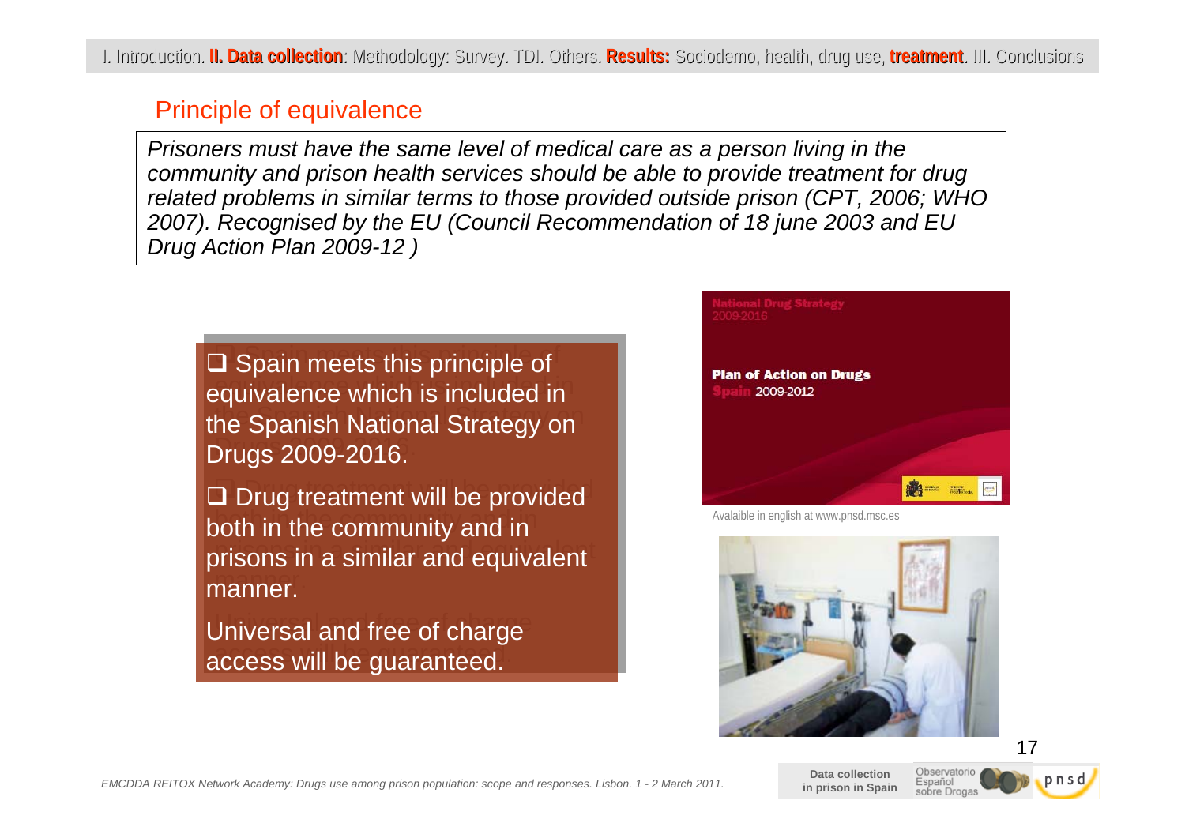## Principle of equivalence

*Prisoners must have the same level of medical care as a person living in the community and prison health services should be able to provide treatment for drug related problems in similar terms to those provided outside prison (CPT, 2006; WHO 2007). Recognised by the EU (Council Recommendation of 18 june 2003 and EU Drug Action Plan 2009-12 )*

- Spain meets this principle of equivalence which is included in the Spanish National Strategy on Drugs 2009-2016.
- Drug treatment will be provided both in the community and in prisons in a similar and equivalent manner.

Universal and free of charge access will be guaranteed.

National Drug Strategy 2009-2016

Plan of Action on Drugs Spain 2009-2012

Avalaible in english at www.pnsd.msc.es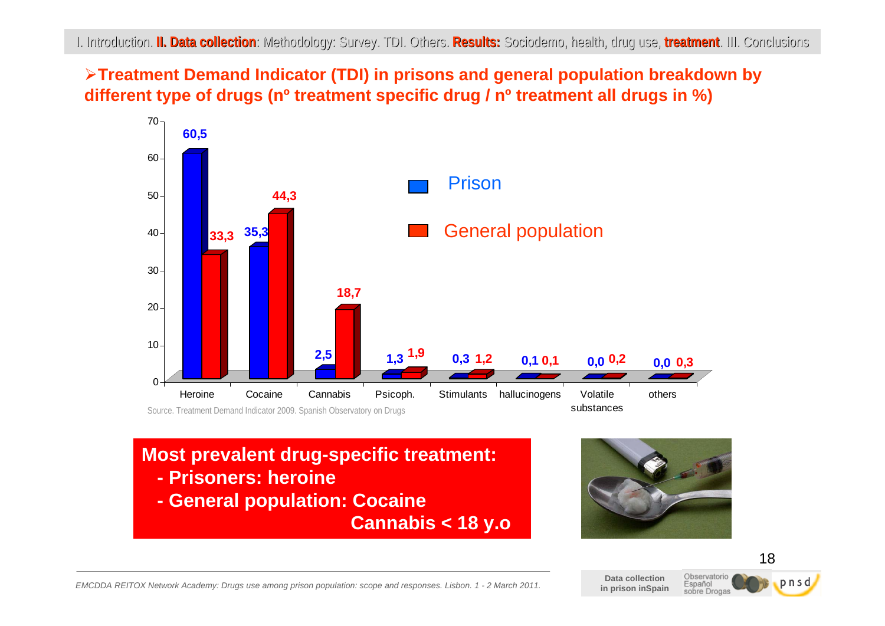I. Introduction. **II. Data collection**: Methodology: Survey. TDI. Others. **Results:** Sociodemo, health, drug use, **treatment**. III. Conclusions

## ➢Treatment Demand Indicator (TDI) in prisons and general population breakdown by different type of drugs (nº treatment specific drug / nº treatment all drugs in %)

Prison

General population

60,5
33,3
35,3
44,3
2,5
18,7
1,3
1,9
0,3
1,2
0,1
0,1
0,0
0,2
0,0
0,3

70
60
50
40
30
20
10
0

Heroine
Cocaine
Cannabis
Psicoph.
Stimulants
hallucinogens
Volatile substances
others

Source. Treatment Demand Indicator 2009. Spanish Observatory on Drugs

**Most prevalent drug-specific treatment:**
- **Prisoners: heroine**
- **General population: Cocaine**
  **Cannabis < 18 y.o**

*EMCDDA REITOX Network Academy: Drugs use among prison population: scope and responses. Lisbon. 1 - 2 March 2011.*

Data collection in prison inSpain

Observatorio Español sobre Drogas pnsd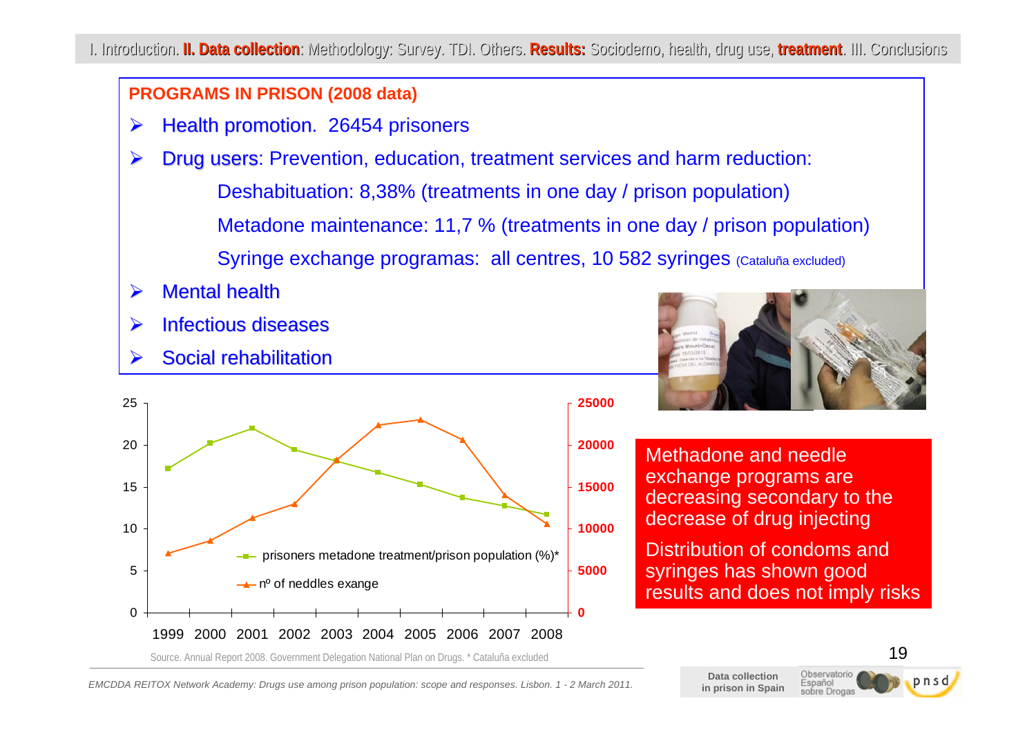## PROGRAMS IN PRISON (2008 data)

- Health promotion. 26454 prisoners
- Drug users: Prevention, education, treatment services and harm reduction:
  - Deshabituation: 8,38% (treatments in one day / prison population)
  - Metadone maintenance: 11,7 % (treatments in one day / prison population)
  - Syringe exchange programas: all centres, 10 582 syringes (Cataluña excluded)
- Mental health
- Infectious diseases
- Social rehabilitation

| Year | prisoners metadone treatment/prison population (%)* | nº of neddles exange |
|---|---|---|
| 1999 | | |
| 2000 | | |
| 2001 | | |
| 2002 | | |
| 2003 | | |
| 2004 | | |
| 2005 | | |
| 2006 | | |
| 2007 | | |
| 2008 | | |

Source. Annual Report 2008. Government Delegation National Plan on Drugs. * Cataluña excluded

Methadone and needle exchange programs are decreasing secondary to the decrease of drug injecting

Distribution of condoms and syringes has shown good results and does not imply risks

*EMCDDA REITOX Network Academy: Drugs use among prison population: scope and responses. Lisbon. 1 - 2 March 2011.*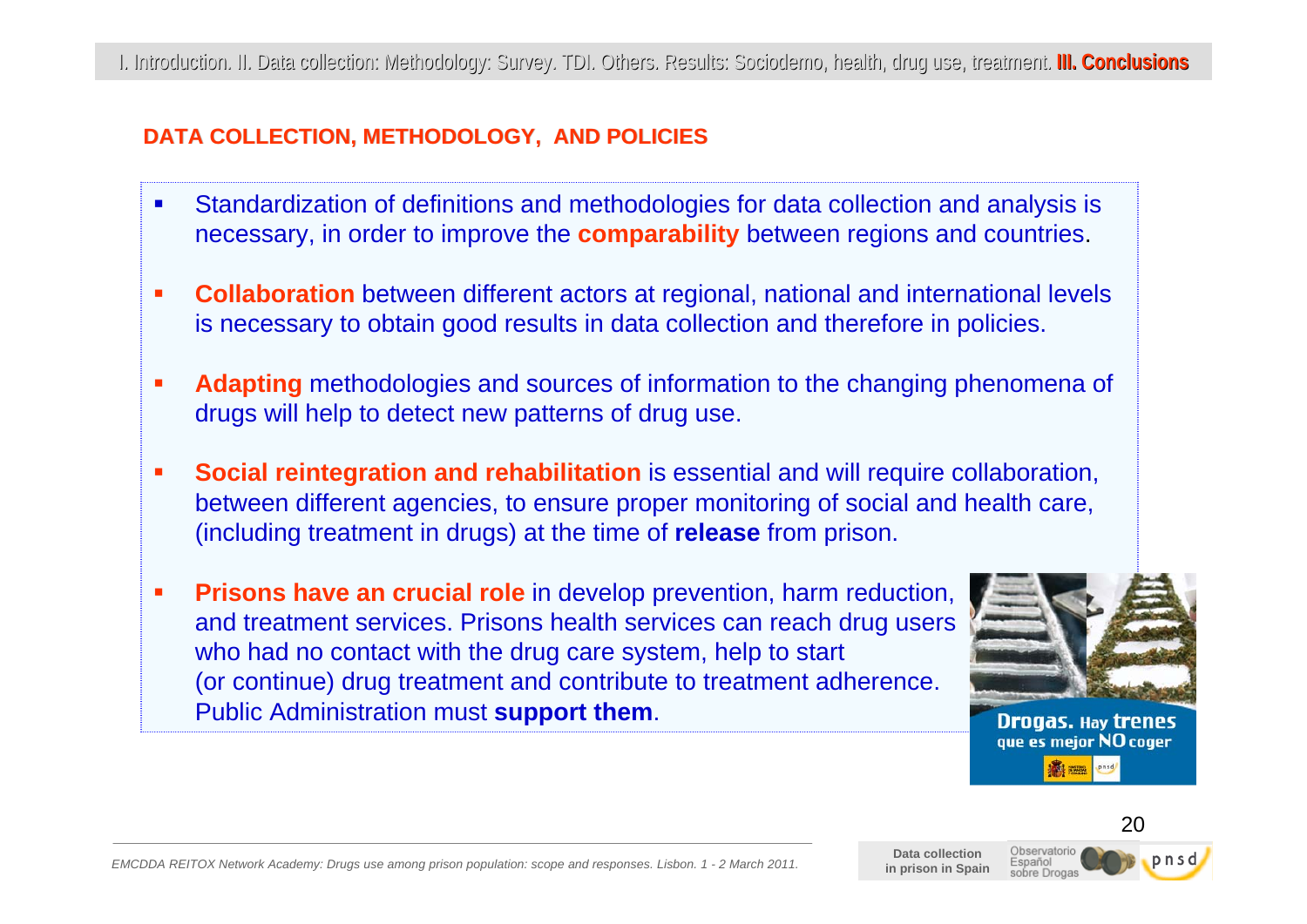## DATA COLLECTION, METHODOLOGY, AND POLICIES

- Standardization of definitions and methodologies for data collection and analysis is necessary, in order to improve the **comparability** between regions and countries.
- **Collaboration** between different actors at regional, national and international levels is necessary to obtain good results in data collection and therefore in policies.
- **Adapting** methodologies and sources of information to the changing phenomena of drugs will help to detect new patterns of drug use.
- **Social reintegration and rehabilitation** is essential and will require collaboration, between different agencies, to ensure proper monitoring of social and health care, (including treatment in drugs) at the time of **release** from prison.
- **Prisons have an crucial role** in develop prevention, harm reduction, and treatment services. Prisons health services can reach drug users who had no contact with the drug care system, help to start (or continue) drug treatment and contribute to treatment adherence. Public Administration must **support them**.

Drogas. Hay trenes que es mejor NO coger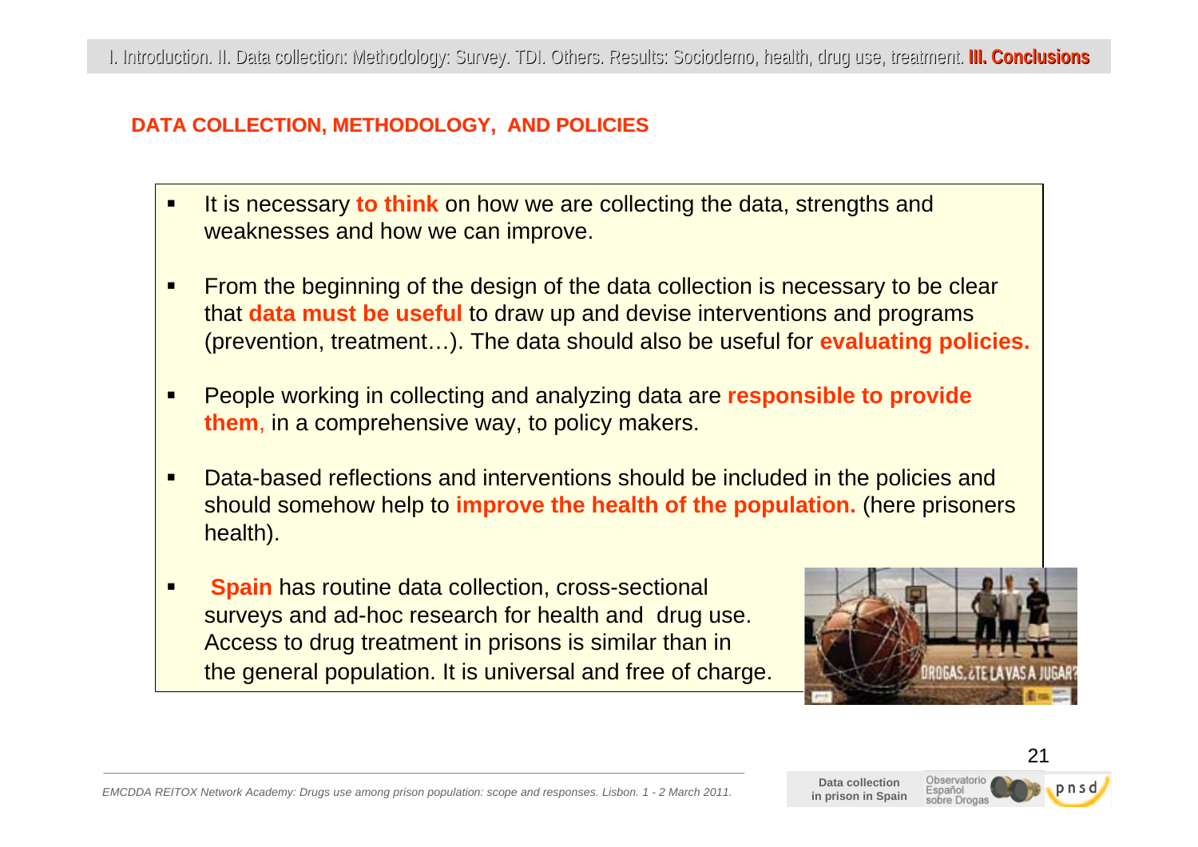## DATA COLLECTION, METHODOLOGY, AND POLICIES

- It is necessary **to think** on how we are collecting the data, strengths and weaknesses and how we can improve.
- From the beginning of the design of the data collection is necessary to be clear that **data must be useful** to draw up and devise interventions and programs (prevention, treatment…). The data should also be useful for **evaluating policies.**
- People working in collecting and analyzing data are **responsible to provide them**, in a comprehensive way, to policy makers.
- Data-based reflections and interventions should be included in the policies and should somehow help to **improve the health of the population.** (here prisoners health).
- **Spain** has routine data collection, cross-sectional surveys and ad-hoc research for health and drug use. Access to drug treatment in prisons is similar than in the general population. It is universal and free of charge.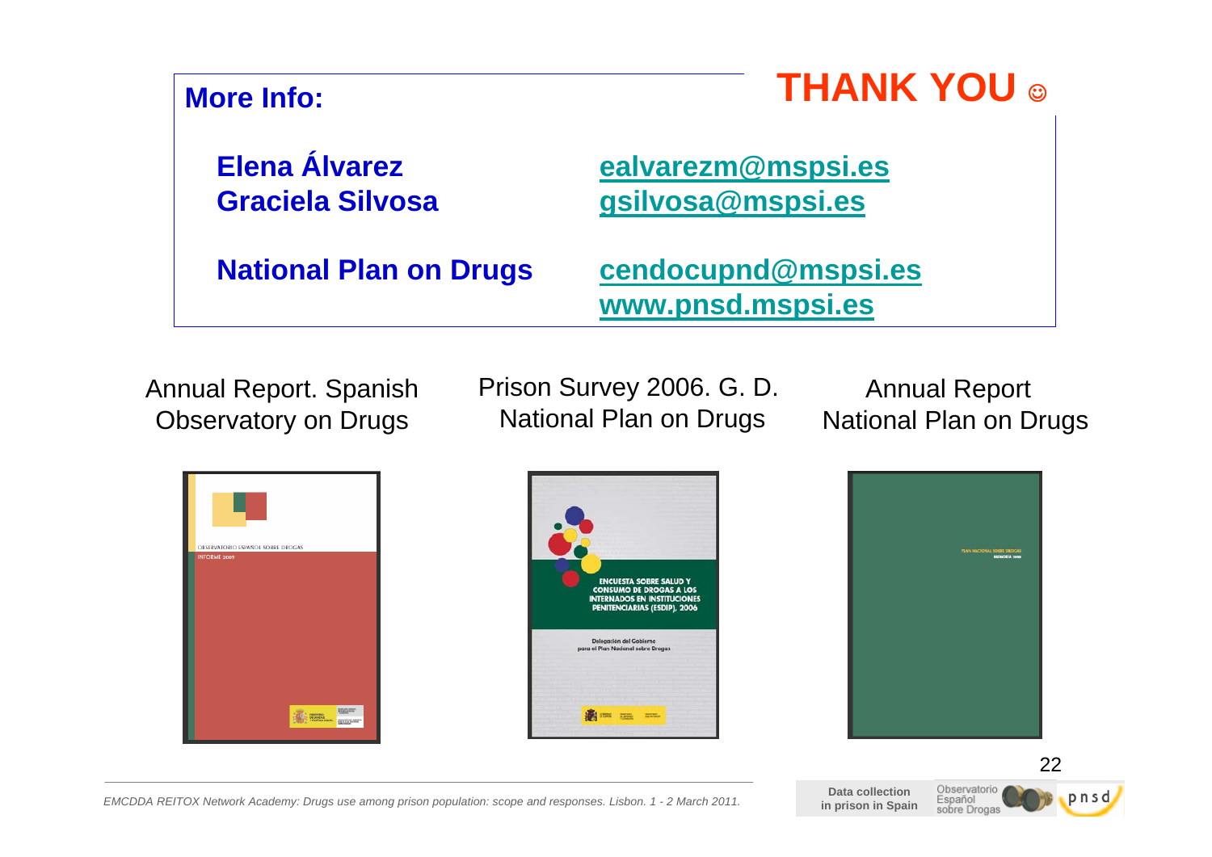# THANK YOU ☺

**More Info:**

**Elena Álvarez** — **ealvarezm@mspsi.es**
**Graciela Silvosa** — **gsilvosa@mspsi.es**

**National Plan on Drugs** — **cendocupnd@mspsi.es**
**www.pnsd.mspsi.es**

Annual Report. Spanish Observatory on Drugs

Prison Survey 2006. G. D. National Plan on Drugs

Annual Report National Plan on Drugs